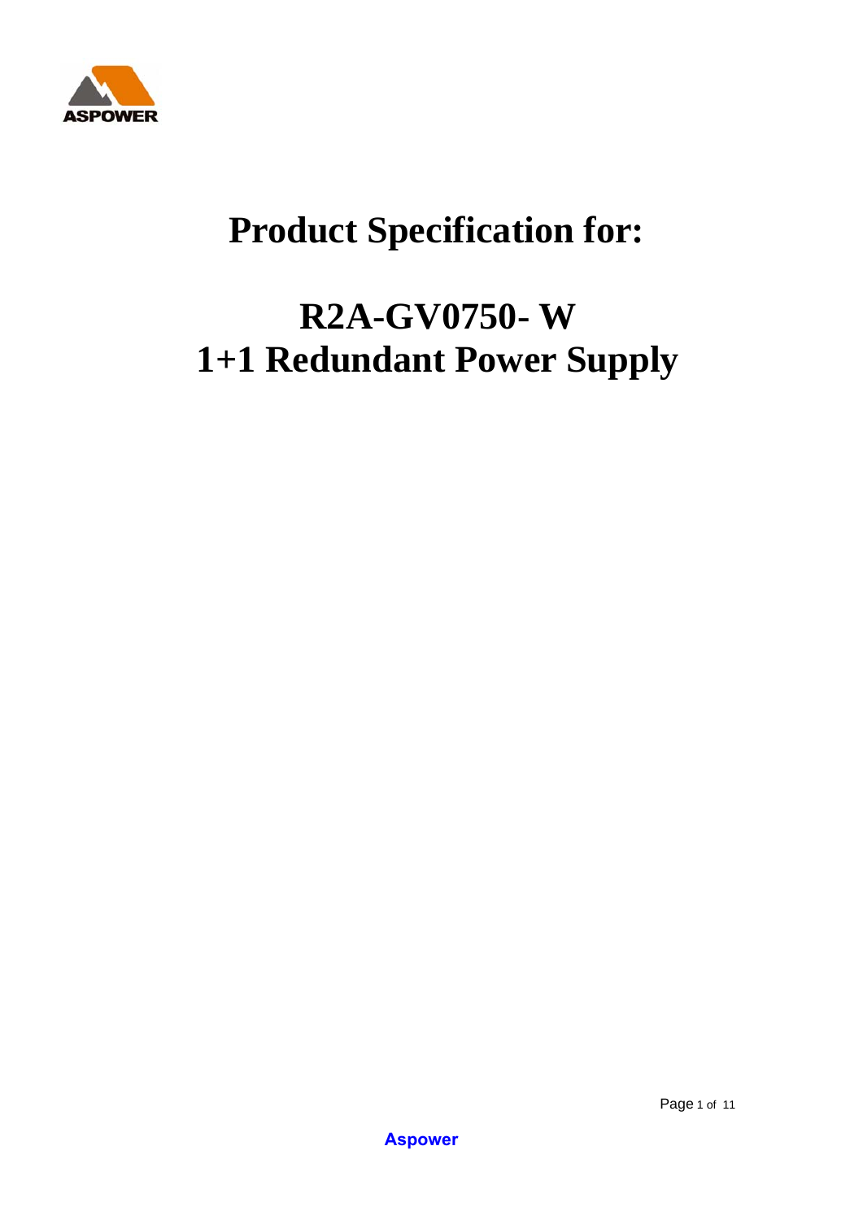# Product Specification for:

# R2A-GV0750- W
# 1+1 Redundant Power Supply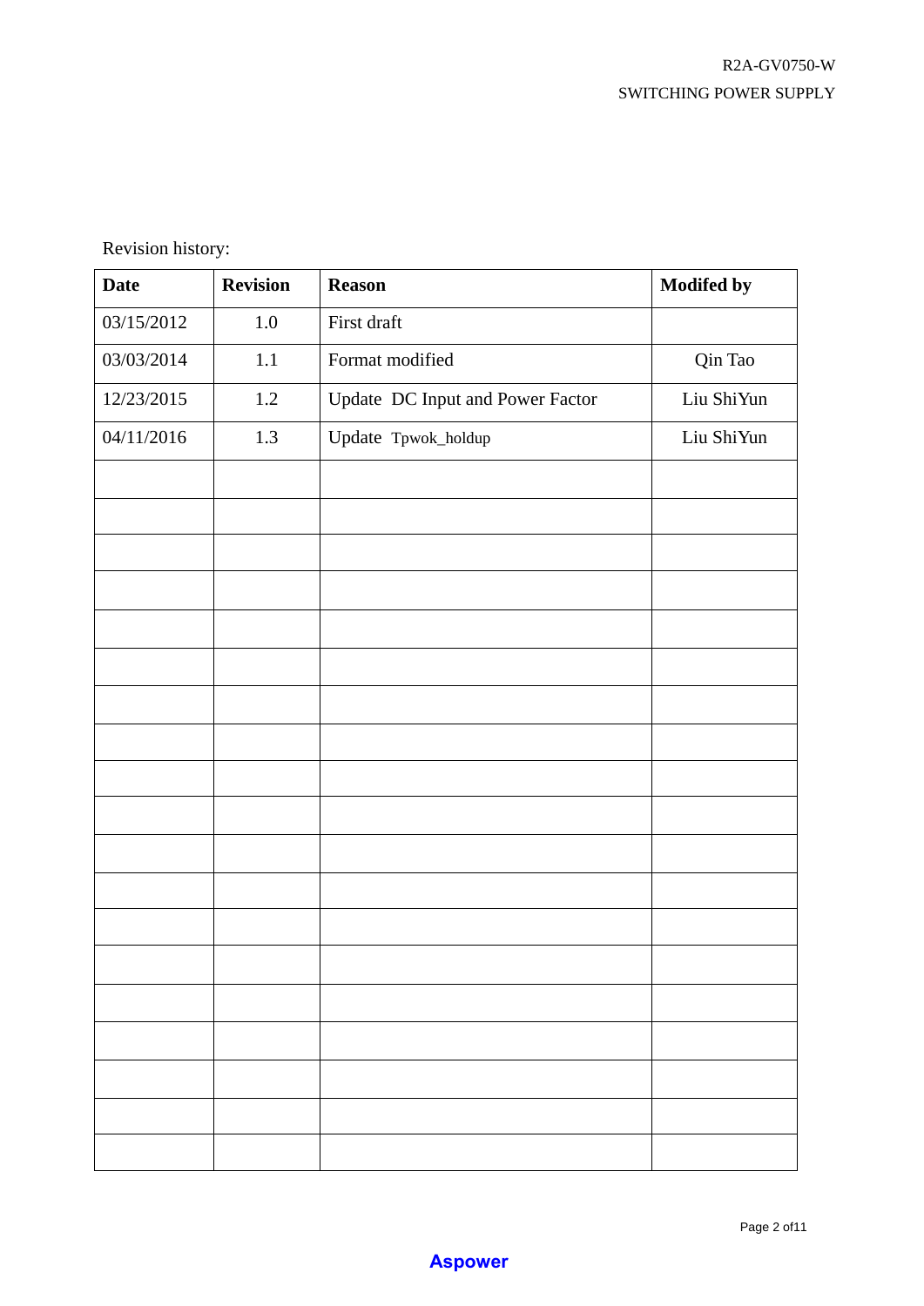Revision history:

| Date | Revision | Reason | Modifed by |
|---|---|---|---|
| 03/15/2012 | 1.0 | First draft | |
| 03/03/2014 | 1.1 | Format modified | Qin Tao |
| 12/23/2015 | 1.2 | Update DC Input and Power Factor | Liu ShiYun |
| 04/11/2016 | 1.3 | Update Tpwok_holdup | Liu ShiYun |
| | | | |
| | | | |
| | | | |
| | | | |
| | | | |
| | | | |
| | | | |
| | | | |
| | | | |
| | | | |
| | | | |
| | | | |
| | | | |
| | | | |
| | | | |
| | | | |
| | | | |
| | | | |
| | | | |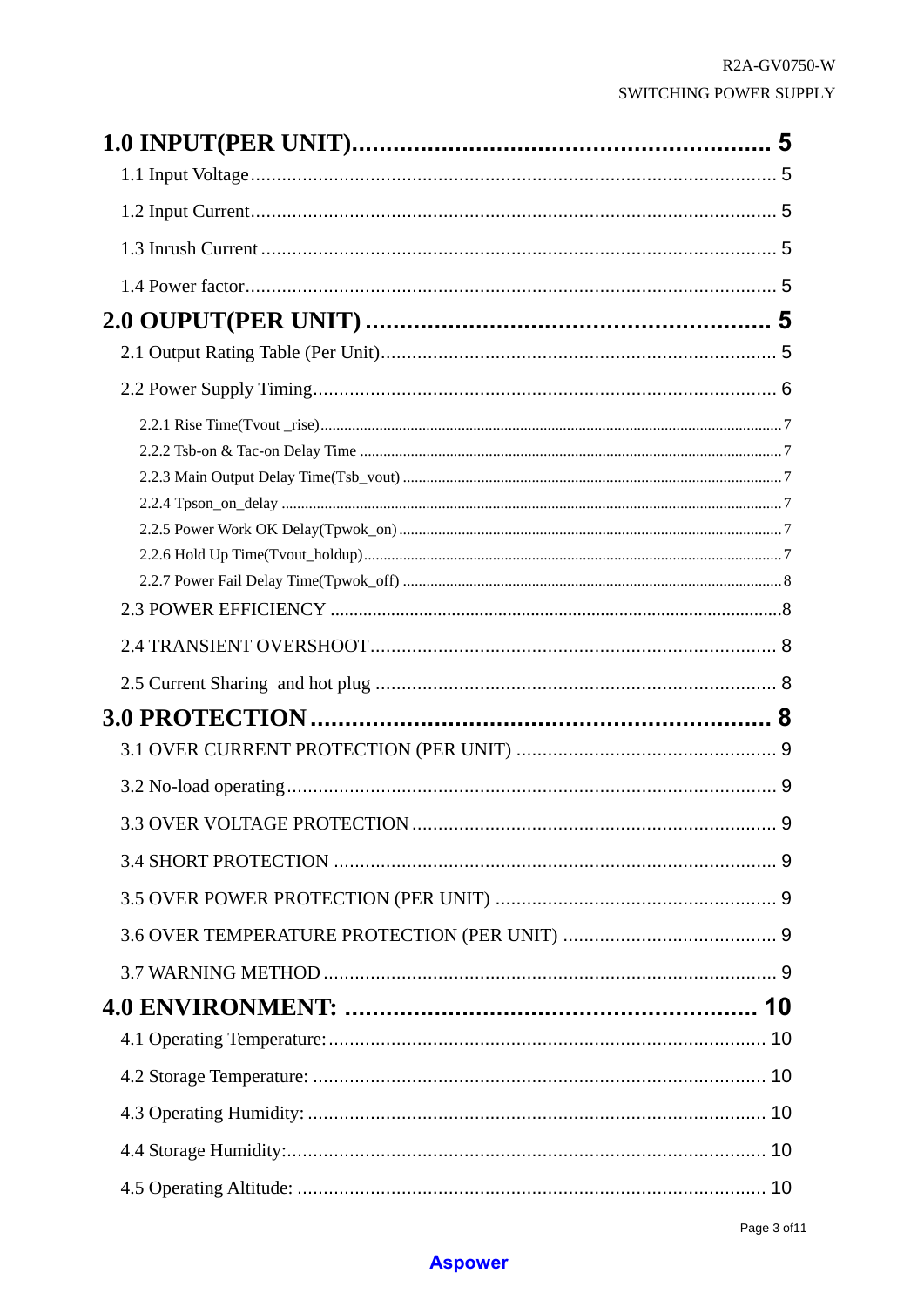**1.0 INPUT(PER UNIT)............................................................ 5**

1.1 Input Voltage.................................................................................................. 5

1.2 Input Current.................................................................................................. 5

1.3 Inrush Current................................................................................................ 5

1.4 Power factor................................................................................................... 5

**2.0 OUPUT(PER UNIT)......................................................... 5**

2.1 Output Rating Table (Per Unit)........................................................................ 5

2.2 Power Supply Timing...................................................................................... 6

2.2.1 Rise Time(Tvout _rise)........................................................................................................7

2.2.2 Tsb-on & Tac-on Delay Time...............................................................................................7

2.2.3 Main Output Delay Time(Tsb_vout).....................................................................................7

2.2.4 Tpson_on_delay.................................................................................................................7

2.2.5 Power Work OK Delay(Tpwok_on).......................................................................................7

2.2.6 Hold Up Time(Tvout_holdup)...............................................................................................7

2.2.7 Power Fail Delay Time(Tpwok_off).......................................................................................8

2.3 POWER EFFICIENCY.......................................................................................8

2.4 TRANSIENT OVERSHOOT............................................................................... 8

2.5 Current Sharing and hot plug.......................................................................... 8

**3.0 PROTECTION................................................................ 8**

3.1 OVER CURRENT PROTECTION (PER UNIT)....................................................... 9

3.2 No-load operating........................................................................................... 9

3.3 OVER VOLTAGE PROTECTION......................................................................... 9

3.4 SHORT PROTECTION....................................................................................... 9

3.5 OVER POWER PROTECTION (PER UNIT).......................................................... 9

3.6 OVER TEMPERATURE PROTECTION (PER UNIT)............................................... 9

3.7 WARNING METHOD........................................................................................ 9

**4.0 ENVIRONMENT:........................................................... 10**

4.1 Operating Temperature:................................................................................. 10

4.2 Storage Temperature:..................................................................................... 10

4.3 Operating Humidity:....................................................................................... 10

4.4 Storage Humidity:.......................................................................................... 10

4.5 Operating Altitude:......................................................................................... 10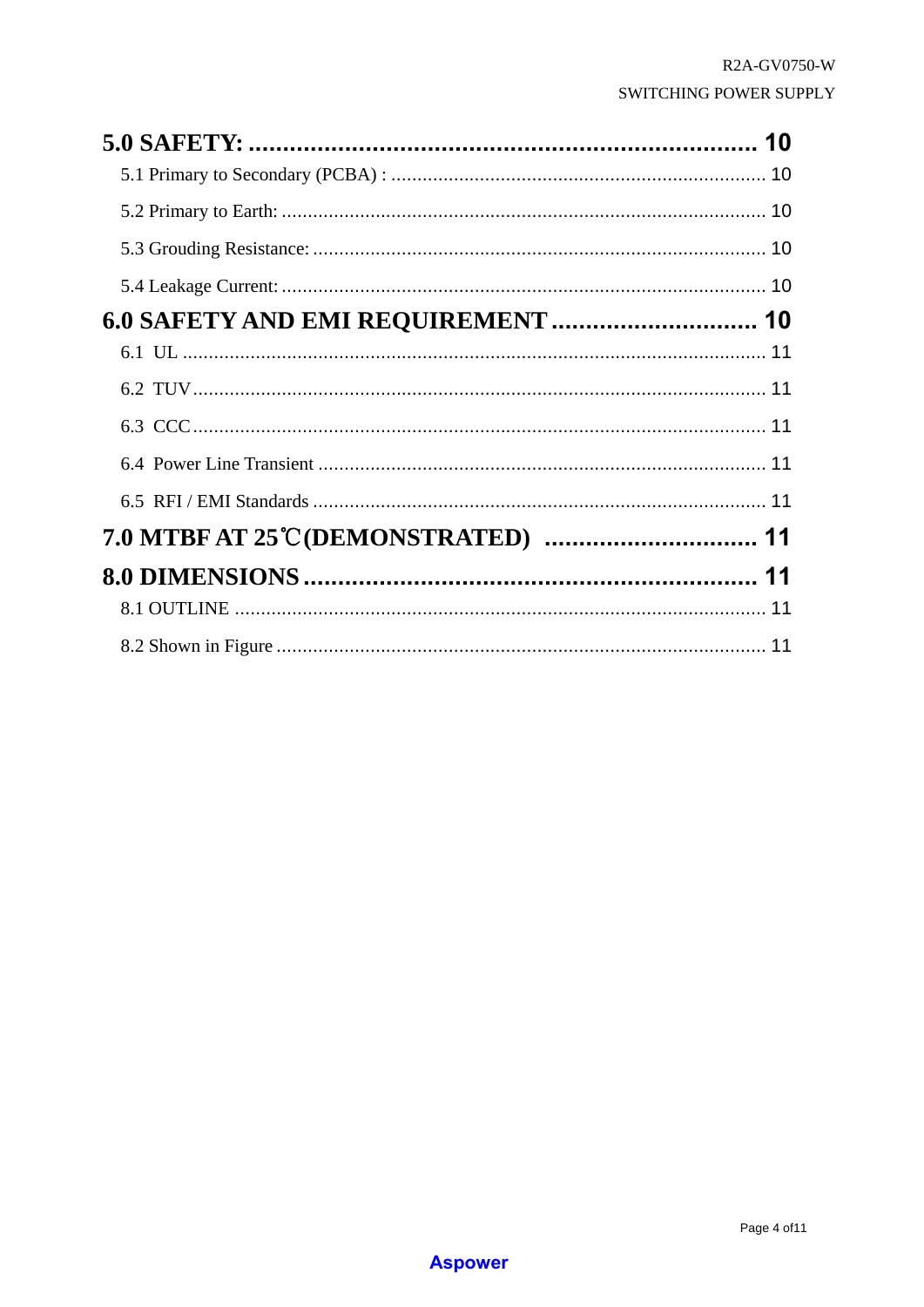**5.0 SAFETY: .......................................................................... 10**

5.1 Primary to Secondary (PCBA) : ........................................................................ 10

5.2 Primary to Earth: ............................................................................................ 10

5.3 Grouding Resistance: ...................................................................................... 10

5.4 Leakage Current: ............................................................................................ 10

**6.0 SAFETY AND EMI REQUIREMENT ............................. 10**

6.1 UL ............................................................................................................... 11

6.2 TUV............................................................................................................. 11

6.3 CCC............................................................................................................. 11

6.4 Power Line Transient ..................................................................................... 11

6.5 RFI / EMI Standards ...................................................................................... 11

**7.0 MTBF AT 25℃(DEMONSTRATED) .............................. 11**

**8.0 DIMENSIONS ................................................................. 11**

8.1 OUTLINE ..................................................................................................... 11

8.2 Shown in Figure ............................................................................................ 11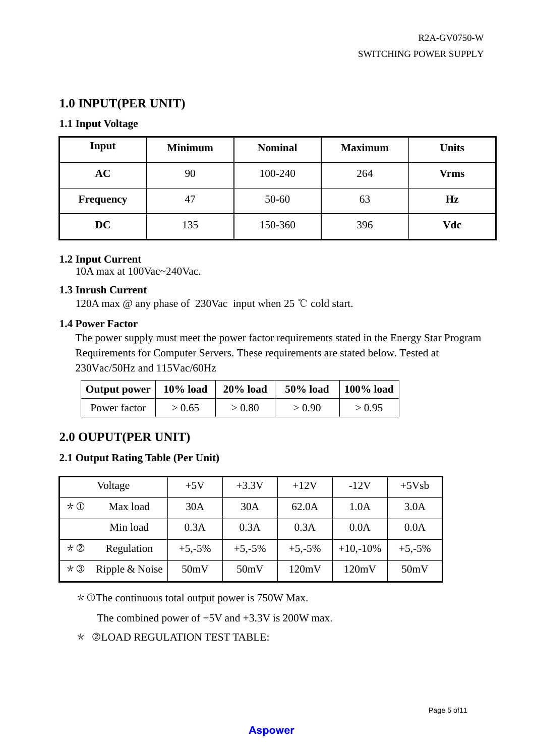## 1.0 INPUT(PER UNIT)

### 1.1 Input Voltage

| Input | Minimum | Nominal | Maximum | Units |
|---|---|---|---|---|
| **AC** | 90 | 100-240 | 264 | **Vrms** |
| **Frequency** | 47 | 50-60 | 63 | **Hz** |
| **DC** | 135 | 150-360 | 396 | **Vdc** |

### 1.2 Input Current

10A max at 100Vac~240Vac.

### 1.3 Inrush Current

120A max @ any phase of 230Vac input when 25 ℃ cold start.

### 1.4 Power Factor

The power supply must meet the power factor requirements stated in the Energy Star Program Requirements for Computer Servers. These requirements are stated below. Tested at 230Vac/50Hz and 115Vac/60Hz

| Output power | 10% load | 20% load | 50% load | 100% load |
|---|---|---|---|---|
| Power factor | > 0.65 | > 0.80 | > 0.90 | > 0.95 |

## 2.0 OUPUT(PER UNIT)

### 2.1 Output Rating Table (Per Unit)

| Voltage | +5V | +3.3V | +12V | -12V | +5Vsb |
|---|---|---|---|---|---|
| * ① Max load | 30A | 30A | 62.0A | 1.0A | 3.0A |
| Min load | 0.3A | 0.3A | 0.3A | 0.0A | 0.0A |
| * ② Regulation | +5,-5% | +5,-5% | +5,-5% | +10,-10% | +5,-5% |
| * ③ Ripple & Noise | 50mV | 50mV | 120mV | 120mV | 50mV |

* ①The continuous total output power is 750W Max.

  The combined power of +5V and +3.3V is 200W max.

* ②LOAD REGULATION TEST TABLE: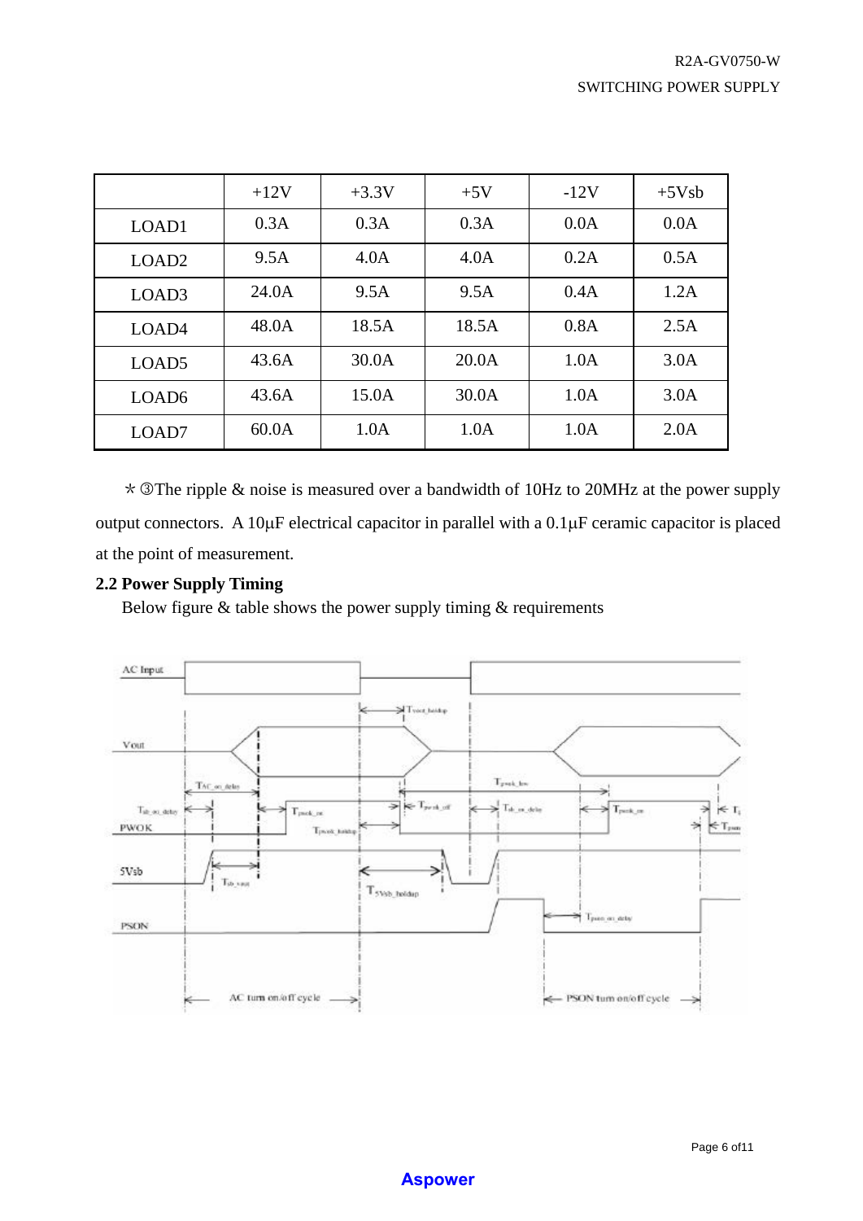|  | +12V | +3.3V | +5V | -12V | +5Vsb |
|---|---|---|---|---|---|
| LOAD1 | 0.3A | 0.3A | 0.3A | 0.0A | 0.0A |
| LOAD2 | 9.5A | 4.0A | 4.0A | 0.2A | 0.5A |
| LOAD3 | 24.0A | 9.5A | 9.5A | 0.4A | 1.2A |
| LOAD4 | 48.0A | 18.5A | 18.5A | 0.8A | 2.5A |
| LOAD5 | 43.6A | 30.0A | 20.0A | 1.0A | 3.0A |
| LOAD6 | 43.6A | 15.0A | 30.0A | 1.0A | 3.0A |
| LOAD7 | 60.0A | 1.0A | 1.0A | 1.0A | 2.0A |

* ③The ripple & noise is measured over a bandwidth of 10Hz to 20MHz at the power supply output connectors. A 10μF electrical capacitor in parallel with a 0.1μF ceramic capacitor is placed at the point of measurement.

**2.2 Power Supply Timing**

Below figure & table shows the power supply timing & requirements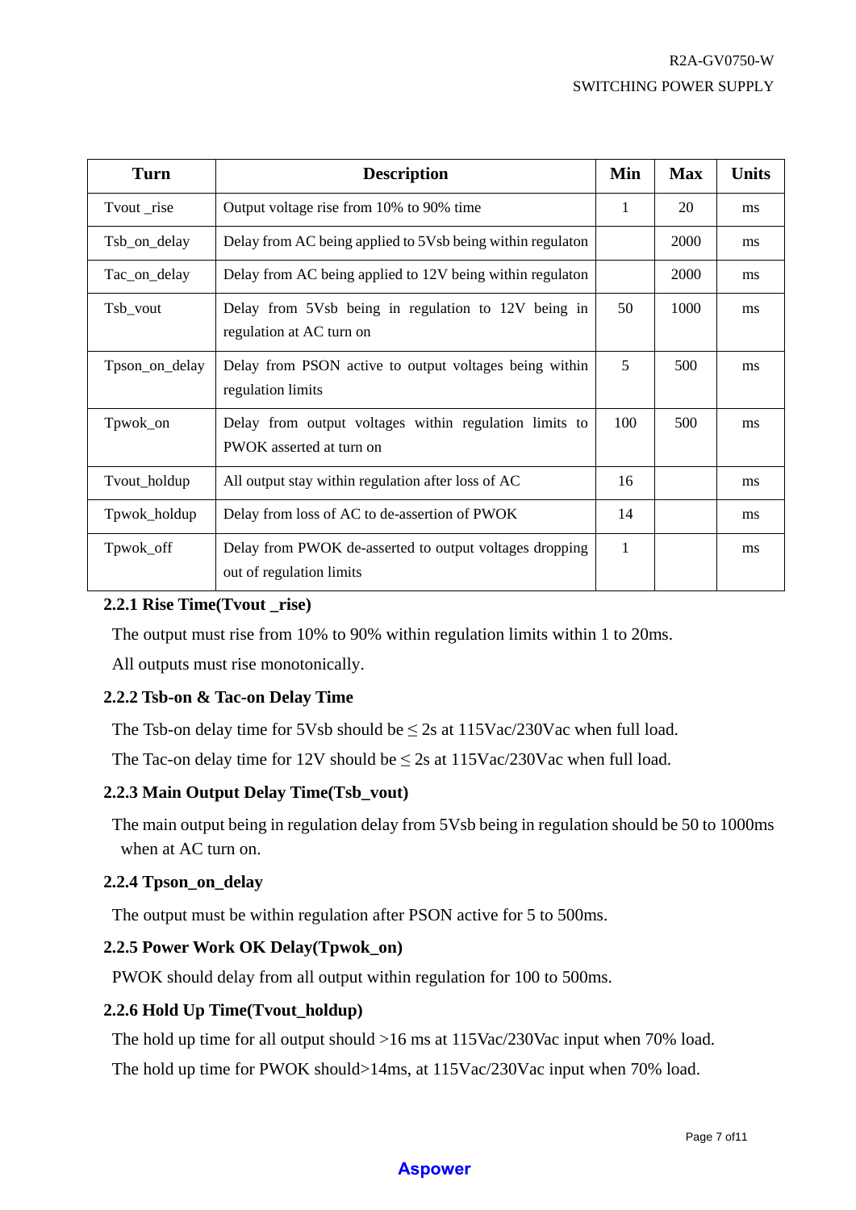| Turn | Description | Min | Max | Units |
|---|---|---|---|---|
| Tvout _rise | Output voltage rise from 10% to 90% time | 1 | 20 | ms |
| Tsb_on_delay | Delay from AC being applied to 5Vsb being within regulaton | | 2000 | ms |
| Tac_on_delay | Delay from AC being applied to 12V being within regulaton | | 2000 | ms |
| Tsb_vout | Delay from 5Vsb being in regulation to 12V being in regulation at AC turn on | 50 | 1000 | ms |
| Tpson_on_delay | Delay from PSON active to output voltages being within regulation limits | 5 | 500 | ms |
| Tpwok_on | Delay from output voltages within regulation limits to PWOK asserted at turn on | 100 | 500 | ms |
| Tvout_holdup | All output stay within regulation after loss of AC | 16 | | ms |
| Tpwok_holdup | Delay from loss of AC to de-assertion of PWOK | 14 | | ms |
| Tpwok_off | Delay from PWOK de-asserted to output voltages dropping out of regulation limits | 1 | | ms |

### 2.2.1 Rise Time(Tvout _rise)

The output must rise from 10% to 90% within regulation limits within 1 to 20ms.

All outputs must rise monotonically.

### 2.2.2 Tsb-on & Tac-on Delay Time

The Tsb-on delay time for 5Vsb should be ≤ 2s at 115Vac/230Vac when full load.

The Tac-on delay time for 12V should be ≤ 2s at 115Vac/230Vac when full load.

### 2.2.3 Main Output Delay Time(Tsb_vout)

The main output being in regulation delay from 5Vsb being in regulation should be 50 to 1000ms when at AC turn on.

### 2.2.4 Tpson_on_delay

The output must be within regulation after PSON active for 5 to 500ms.

### 2.2.5 Power Work OK Delay(Tpwok_on)

PWOK should delay from all output within regulation for 100 to 500ms.

### 2.2.6 Hold Up Time(Tvout_holdup)

The hold up time for all output should >16 ms at 115Vac/230Vac input when 70% load.

The hold up time for PWOK should>14ms, at 115Vac/230Vac input when 70% load.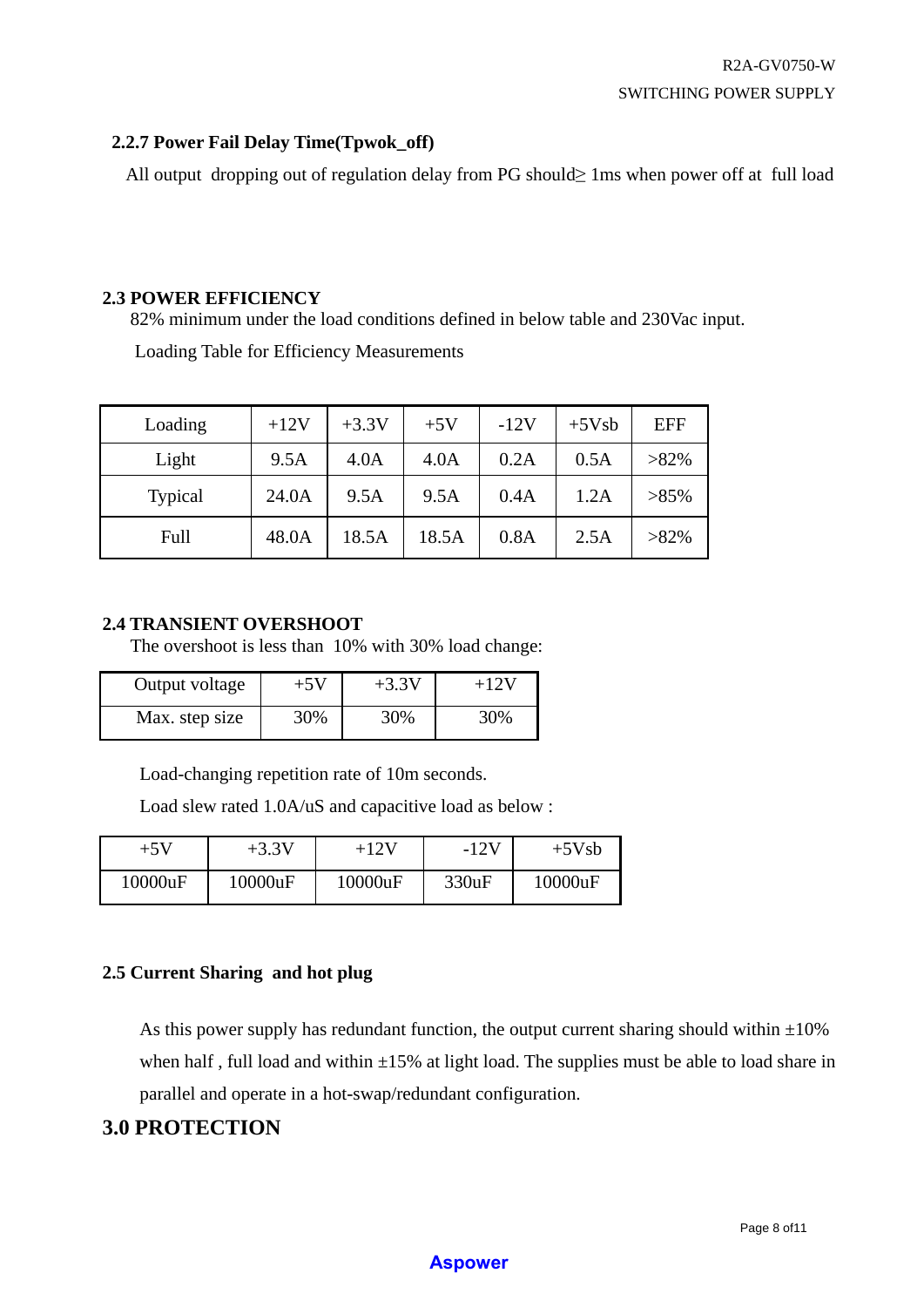### 2.2.7 Power Fail Delay Time(Tpwok_off)

All output dropping out of regulation delay from PG should≥ 1ms when power off at full load

### 2.3 POWER EFFICIENCY

82% minimum under the load conditions defined in below table and 230Vac input.

Loading Table for Efficiency Measurements

| Loading | +12V | +3.3V | +5V | -12V | +5Vsb | EFF |
|---|---|---|---|---|---|---|
| Light | 9.5A | 4.0A | 4.0A | 0.2A | 0.5A | >82% |
| Typical | 24.0A | 9.5A | 9.5A | 0.4A | 1.2A | >85% |
| Full | 48.0A | 18.5A | 18.5A | 0.8A | 2.5A | >82% |

### 2.4 TRANSIENT OVERSHOOT

The overshoot is less than 10% with 30% load change:

| Output voltage | +5V | +3.3V | +12V |
|---|---|---|---|
| Max. step size | 30% | 30% | 30% |

Load-changing repetition rate of 10m seconds.

Load slew rated 1.0A/uS and capacitive load as below :

| +5V | +3.3V | +12V | -12V | +5Vsb |
|---|---|---|---|---|
| 10000uF | 10000uF | 10000uF | 330uF | 10000uF |

### 2.5 Current Sharing and hot plug

As this power supply has redundant function, the output current sharing should within ±10% when half , full load and within ±15% at light load. The supplies must be able to load share in parallel and operate in a hot-swap/redundant configuration.

## 3.0 PROTECTION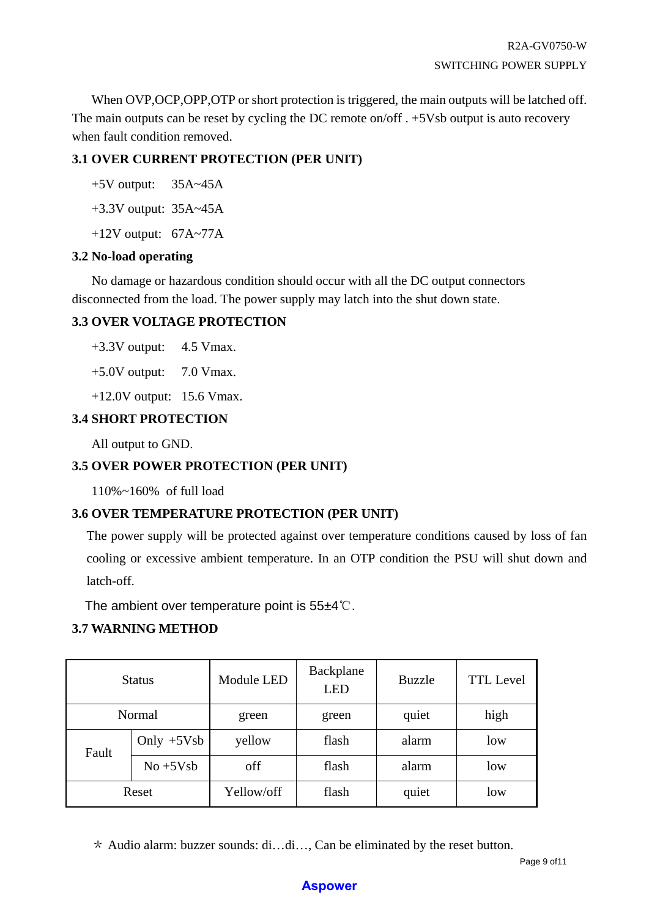When OVP,OCP,OPP,OTP or short protection is triggered, the main outputs will be latched off. The main outputs can be reset by cycling the DC remote on/off . +5Vsb output is auto recovery when fault condition removed.

### 3.1 OVER CURRENT PROTECTION (PER UNIT)

+5V output: 35A~45A

+3.3V output: 35A~45A

+12V output: 67A~77A

### 3.2 No-load operating

No damage or hazardous condition should occur with all the DC output connectors disconnected from the load. The power supply may latch into the shut down state.

### 3.3 OVER VOLTAGE PROTECTION

+3.3V output: 4.5 Vmax.

+5.0V output: 7.0 Vmax.

+12.0V output: 15.6 Vmax.

### 3.4 SHORT PROTECTION

All output to GND.

### 3.5 OVER POWER PROTECTION (PER UNIT)

110%~160% of full load

### 3.6 OVER TEMPERATURE PROTECTION (PER UNIT)

The power supply will be protected against over temperature conditions caused by loss of fan cooling or excessive ambient temperature. In an OTP condition the PSU will shut down and latch-off.

The ambient over temperature point is 55±4℃.

### 3.7 WARNING METHOD

| Status | | Module LED | Backplane LED | Buzzle | TTL Level |
|---|---|---|---|---|---|
| Normal | | green | green | quiet | high |
| Fault | Only +5Vsb | yellow | flash | alarm | low |
| | No +5Vsb | off | flash | alarm | low |
| Reset | | Yellow/off | flash | quiet | low |

* Audio alarm: buzzer sounds: di…di…, Can be eliminated by the reset button.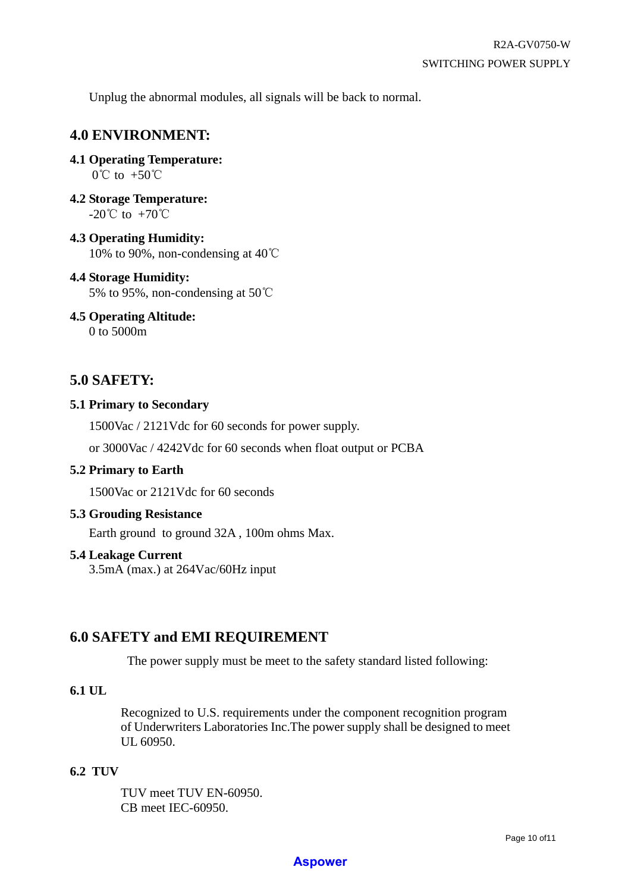Unplug the abnormal modules, all signals will be back to normal.

## 4.0 ENVIRONMENT:

**4.1 Operating Temperature:**
0℃ to +50℃

**4.2 Storage Temperature:**
-20℃ to +70℃

**4.3 Operating Humidity:**
10% to 90%, non-condensing at 40℃

**4.4 Storage Humidity:**
5% to 95%, non-condensing at 50℃

**4.5 Operating Altitude:**
0 to 5000m

## 5.0 SAFETY:

**5.1 Primary to Secondary**

1500Vac / 2121Vdc for 60 seconds for power supply.

or 3000Vac / 4242Vdc for 60 seconds when float output or PCBA

**5.2 Primary to Earth**

1500Vac or 2121Vdc for 60 seconds

**5.3 Grouding Resistance**

Earth ground to ground 32A , 100m ohms Max.

**5.4 Leakage Current**
3.5mA (max.) at 264Vac/60Hz input

## 6.0 SAFETY and EMI REQUIREMENT

The power supply must be meet to the safety standard listed following:

**6.1 UL**

Recognized to U.S. requirements under the component recognition program of Underwriters Laboratories Inc.The power supply shall be designed to meet UL 60950.

**6.2 TUV**

TUV meet TUV EN-60950.
CB meet IEC-60950.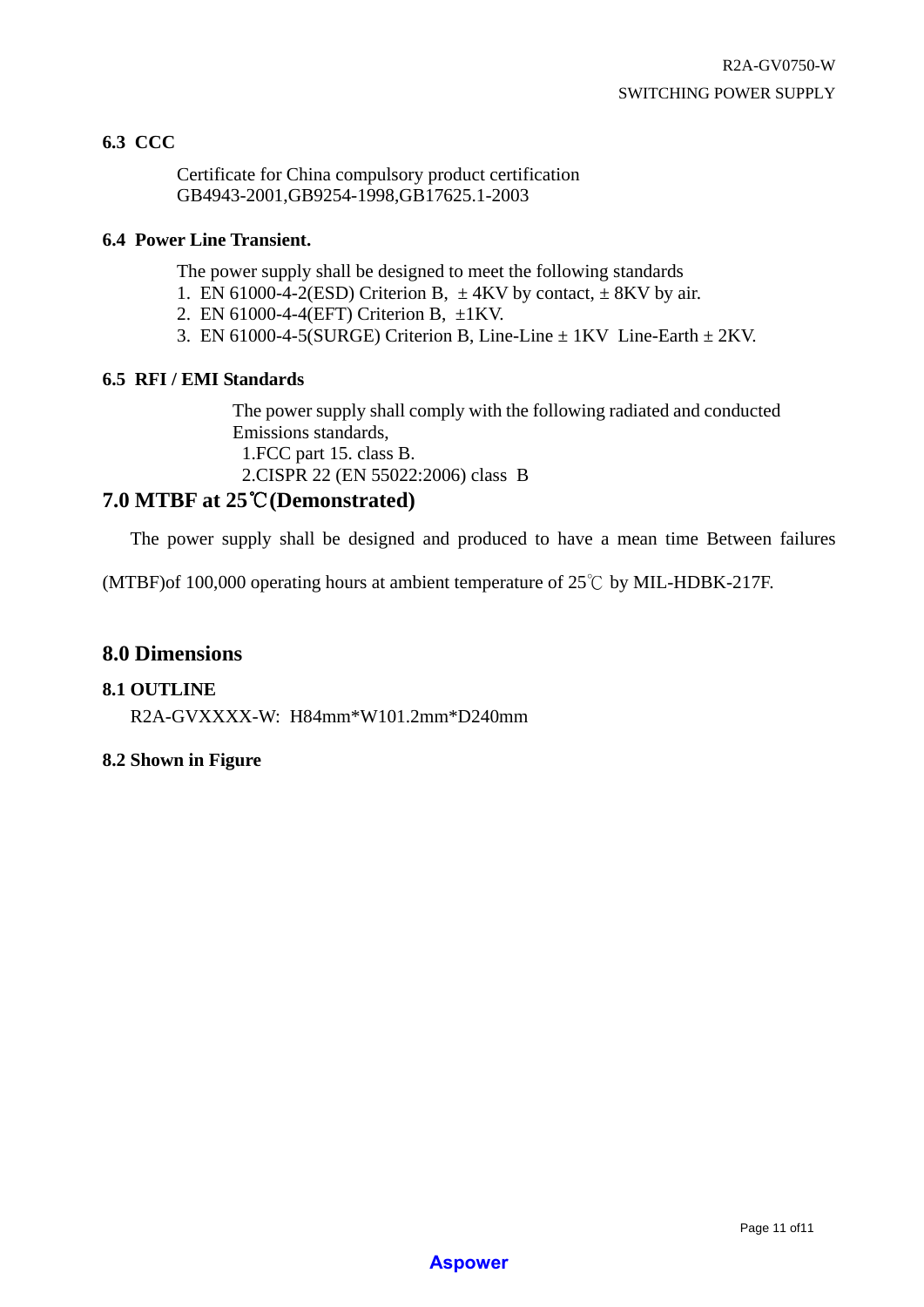### 6.3 CCC

Certificate for China compulsory product certification
GB4943-2001,GB9254-1998,GB17625.1-2003

### 6.4 Power Line Transient.

The power supply shall be designed to meet the following standards

1. EN 61000-4-2(ESD) Criterion B, ± 4KV by contact, ± 8KV by air.
2. EN 61000-4-4(EFT) Criterion B, ±1KV.
3. EN 61000-4-5(SURGE) Criterion B, Line-Line ± 1KV Line-Earth ± 2KV.

### 6.5 RFI / EMI Standards

The power supply shall comply with the following radiated and conducted Emissions standards,

1.FCC part 15. class B.
2.CISPR 22 (EN 55022:2006) class B

## 7.0 MTBF at 25℃(Demonstrated)

The power supply shall be designed and produced to have a mean time Between failures (MTBF)of 100,000 operating hours at ambient temperature of 25℃ by MIL-HDBK-217F.

## 8.0 Dimensions

### 8.1 OUTLINE

R2A-GVXXXX-W: H84mm*W101.2mm*D240mm

### 8.2 Shown in Figure